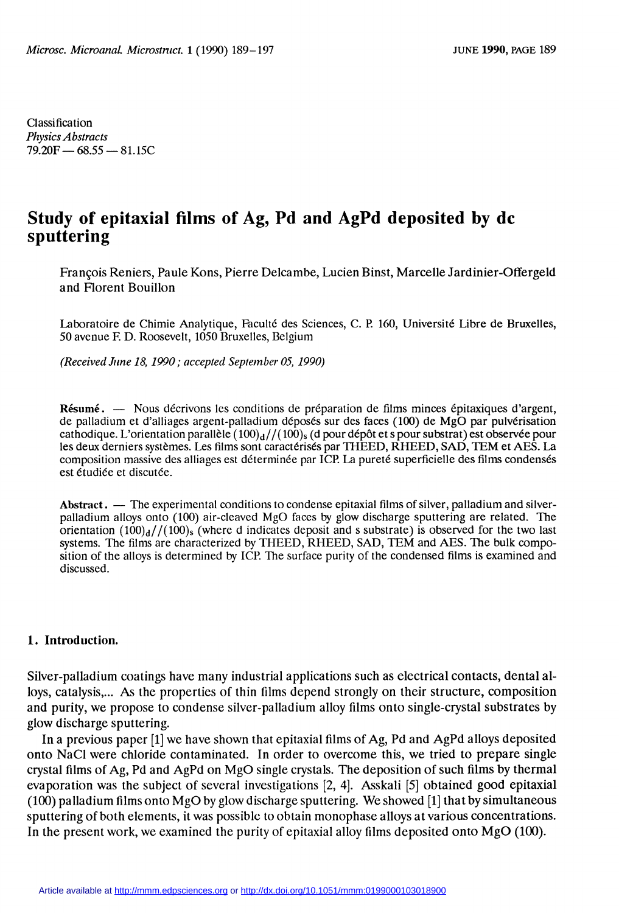Classification
*Physics Abstracts*
79.20F — 68.55 — 81.15C

# Study of epitaxial films of Ag, Pd and AgPd deposited by dc sputtering

François Reniers, Paule Kons, Pierre Delcambe, Lucien Binst, Marcelle Jardinier-Offergeld and Florent Bouillon

Laboratoire de Chimie Analytique, Faculté des Sciences, C. P. 160, Université Libre de Bruxelles, 50 avenue F. D. Roosevelt, 1050 Bruxelles, Belgium

*(Received June 18, 1990 ; accepted September 05, 1990)*

**Résumé.** — Nous décrivons les conditions de préparation de films minces épitaxiques d'argent, de palladium et d'alliages argent-palladium déposés sur des faces (100) de MgO par pulvérisation cathodique. L'orientation parallèle $(100)_d//(100)_s$ (d pour dépôt et s pour substrat) est observée pour les deux derniers systèmes. Les films sont caractérisés par THEED, RHEED, SAD, TEM et AES. La composition massive des alliages est déterminée par ICP. La pureté superficielle des films condensés est étudiée et discutée.

**Abstract.** — The experimental conditions to condense epitaxial films of silver, palladium and silver-palladium alloys onto (100) air-cleaved MgO faces by glow discharge sputtering are related. The orientation $(100)_d//(100)_s$ (where d indicates deposit and s substrate) is observed for the two last systems. The films are characterized by THEED, RHEED, SAD, TEM and AES. The bulk composition of the alloys is determined by ICP. The surface purity of the condensed films is examined and discussed.

## 1. Introduction.

Silver-palladium coatings have many industrial applications such as electrical contacts, dental alloys, catalysis,... As the properties of thin films depend strongly on their structure, composition and purity, we propose to condense silver-palladium alloy films onto single-crystal substrates by glow discharge sputtering.

In a previous paper [1] we have shown that epitaxial films of Ag, Pd and AgPd alloys deposited onto NaCl were chloride contaminated. In order to overcome this, we tried to prepare single crystal films of Ag, Pd and AgPd on MgO single crystals. The deposition of such films by thermal evaporation was the subject of several investigations [2, 4]. Asskali [5] obtained good epitaxial (100) palladium films onto MgO by glow discharge sputtering. We showed [1] that by simultaneous sputtering of both elements, it was possible to obtain monophase alloys at various concentrations. In the present work, we examined the purity of epitaxial alloy films deposited onto MgO (100).

Article available at http://mmm.edpsciences.org or http://dx.doi.org/10.1051/mmm:0199000103018900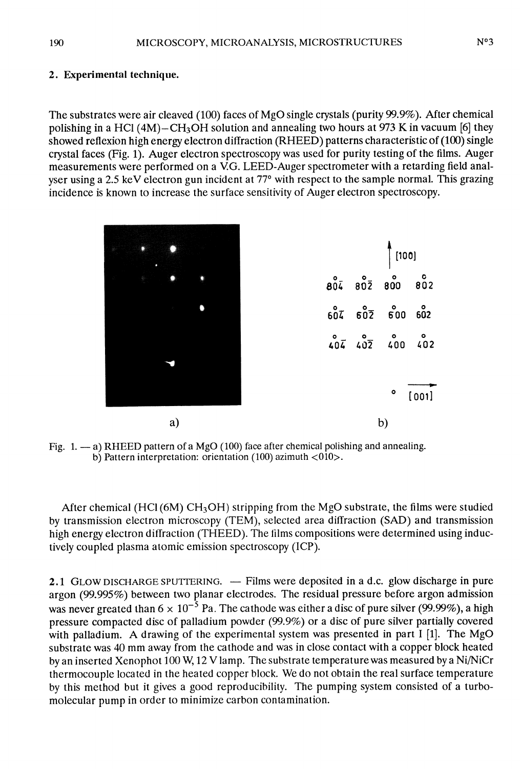## 2. Experimental technique.

The substrates were air cleaved (100) faces of MgO single crystals (purity 99.9%). After chemical polishing in a HCl (4M)$-CH_3OH$ solution and annealing two hours at 973 K in vacuum [6] they showed reflexion high energy electron diffraction (RHEED) patterns characteristic of (100) single crystal faces (Fig. 1). Auger electron spectroscopy was used for purity testing of the films. Auger measurements were performed on a V.G. LEED-Auger spectrometer with a retarding field analyser using a 2.5 keV electron gun incident at 77° with respect to the sample normal. This grazing incidence is known to increase the surface sensitivity of Auger electron spectroscopy.

Fig. 1. — a) RHEED pattern of a MgO (100) face after chemical polishing and annealing. b) Pattern interpretation: orientation (100) azimuth <010>.

After chemical (HCl (6M) $CH_3OH$) stripping from the MgO substrate, the films were studied by transmission electron microscopy (TEM), selected area diffraction (SAD) and transmission high energy electron diffraction (THEED). The films compositions were determined using inductively coupled plasma atomic emission spectroscopy (ICP).

2.1 Glow discharge sputtering. — Films were deposited in a d.c. glow discharge in pure argon (99.995%) between two planar electrodes. The residual pressure before argon admission was never greated than $6 \times 10^{-5}$ Pa. The cathode was either a disc of pure silver (99.99%), a high pressure compacted disc of palladium powder (99.9%) or a disc of pure silver partially covered with palladium. A drawing of the experimental system was presented in part I [1]. The MgO substrate was 40 mm away from the cathode and was in close contact with a copper block heated by an inserted Xenophot 100 W, 12 V lamp. The substrate temperature was measured by a Ni/NiCr thermocouple located in the heated copper block. We do not obtain the real surface temperature by this method but it gives a good reproducibility. The pumping system consisted of a turbomolecular pump in order to minimize carbon contamination.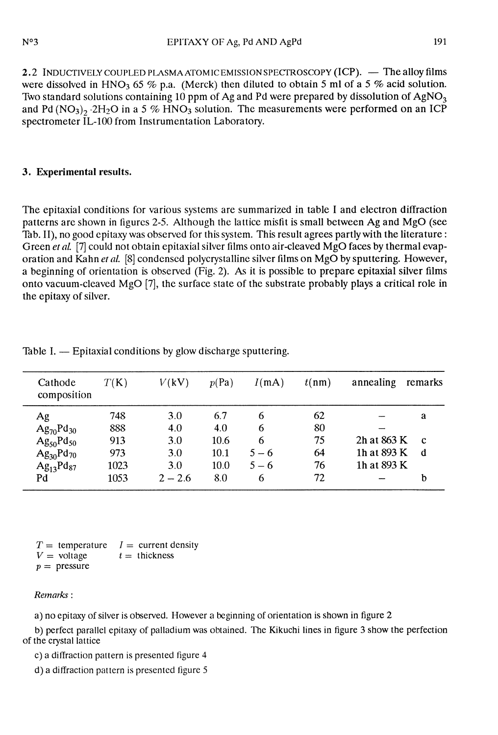### 2.2 INDUCTIVELY COUPLED PLASMA ATOMIC EMISSION SPECTROSCOPY (ICP). — The alloy films were dissolved in $HNO_3$ 65 % p.a. (Merck) then diluted to obtain 5 ml of a 5 % acid solution. Two standard solutions containing 10 ppm of Ag and Pd were prepared by dissolution of $AgNO_3$ and $Pd(NO_3)_2 \cdot 2H_2O$ in a 5 % $HNO_3$ solution. The measurements were performed on an ICP spectrometer IL-100 from Instrumentation Laboratory.

## 3. Experimental results.

The epitaxial conditions for various systems are summarized in table I and electron diffraction patterns are shown in figures 2-5. Although the lattice misfit is small between Ag and MgO (see Tab. II), no good epitaxy was observed for this system. This result agrees partly with the literature : Green *et al.* [7] could not obtain epitaxial silver films onto air-cleaved MgO faces by thermal evaporation and Kahn *et al.* [8] condensed polycrystalline silver films on MgO by sputtering. However, a beginning of orientation is observed (Fig. 2). As it is possible to prepare epitaxial silver films onto vacuum-cleaved MgO [7], the surface state of the substrate probably plays a critical role in the epitaxy of silver.

Table I. — Epitaxial conditions by glow discharge sputtering.

| Cathode composition | $T$(K) | $V$(kV) | $p$(Pa) | $I$(mA) | $t$(nm) | annealing | remarks |
|---|---|---|---|---|---|---|---|
| Ag | 748 | 3.0 | 6.7 | 6 | 62 | – | a |
| $Ag_{70}Pd_{30}$ | 888 | 4.0 | 4.0 | 6 | 80 | – | |
| $Ag_{50}Pd_{50}$ | 913 | 3.0 | 10.6 | 6 | 75 | 2h at 863 K | c |
| $Ag_{30}Pd_{70}$ | 973 | 3.0 | 10.1 | 5 – 6 | 64 | 1h at 893 K | d |
| $Ag_{13}Pd_{87}$ | 1023 | 3.0 | 10.0 | 5 – 6 | 76 | 1h at 893 K | |
| Pd | 1053 | 2 – 2.6 | 8.0 | 6 | 72 | – | b |

$T$ = temperature $\quad$ $I$ = current density
$V$ = voltage $\quad$ $t$ = thickness
$p$ = pressure

*Remarks* :

a) no epitaxy of silver is observed. However a beginning of orientation is shown in figure 2

b) perfect parallel epitaxy of palladium was obtained. The Kikuchi lines in figure 3 show the perfection of the crystal lattice

c) a diffraction pattern is presented figure 4

d) a diffraction pattern is presented figure 5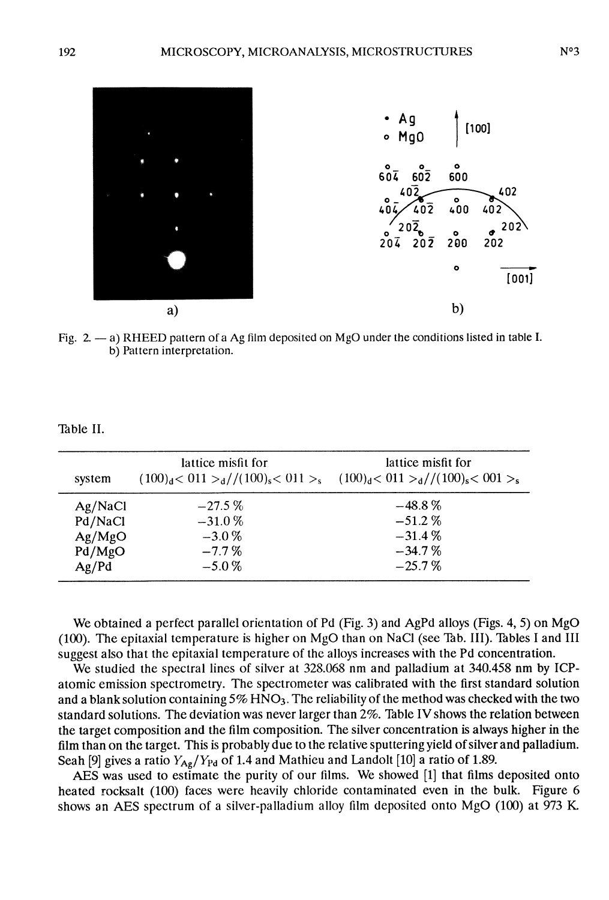Fig. 2. — a) RHEED pattern of a Ag film deposited on MgO under the conditions listed in table I. b) Pattern interpretation.

Table II.

| system | lattice misfit for $(100)_d < 011 >_d // (100)_s < 011 >_s$ | lattice misfit for $(100)_d < 011 >_d // (100)_s < 001 >_s$ |
|---|---|---|
| Ag/NaCl | −27.5 % | −48.8 % |
| Pd/NaCl | −31.0 % | −51.2 % |
| Ag/MgO | −3.0 % | −31.4 % |
| Pd/MgO | −7.7 % | −34.7 % |
| Ag/Pd | −5.0 % | −25.7 % |

We obtained a perfect parallel orientation of Pd (Fig. 3) and AgPd alloys (Figs. 4, 5) on MgO (100). The epitaxial temperature is higher on MgO than on NaCl (see Tab. III). Tables I and III suggest also that the epitaxial temperature of the alloys increases with the Pd concentration.

We studied the spectral lines of silver at 328.068 nm and palladium at 340.458 nm by ICP-atomic emission spectrometry. The spectrometer was calibrated with the first standard solution and a blank solution containing 5% $HNO_3$. The reliability of the method was checked with the two standard solutions. The deviation was never larger than 2%. Table IV shows the relation between the target composition and the film composition. The silver concentration is always higher in the film than on the target. This is probably due to the relative sputtering yield of silver and palladium. Seah [9] gives a ratio $Y_{Ag}/Y_{Pd}$ of 1.4 and Mathieu and Landolt [10] a ratio of 1.89.

AES was used to estimate the purity of our films. We showed [1] that films deposited onto heated rocksalt (100) faces were heavily chloride contaminated even in the bulk. Figure 6 shows an AES spectrum of a silver-palladium alloy film deposited onto MgO (100) at 973 K.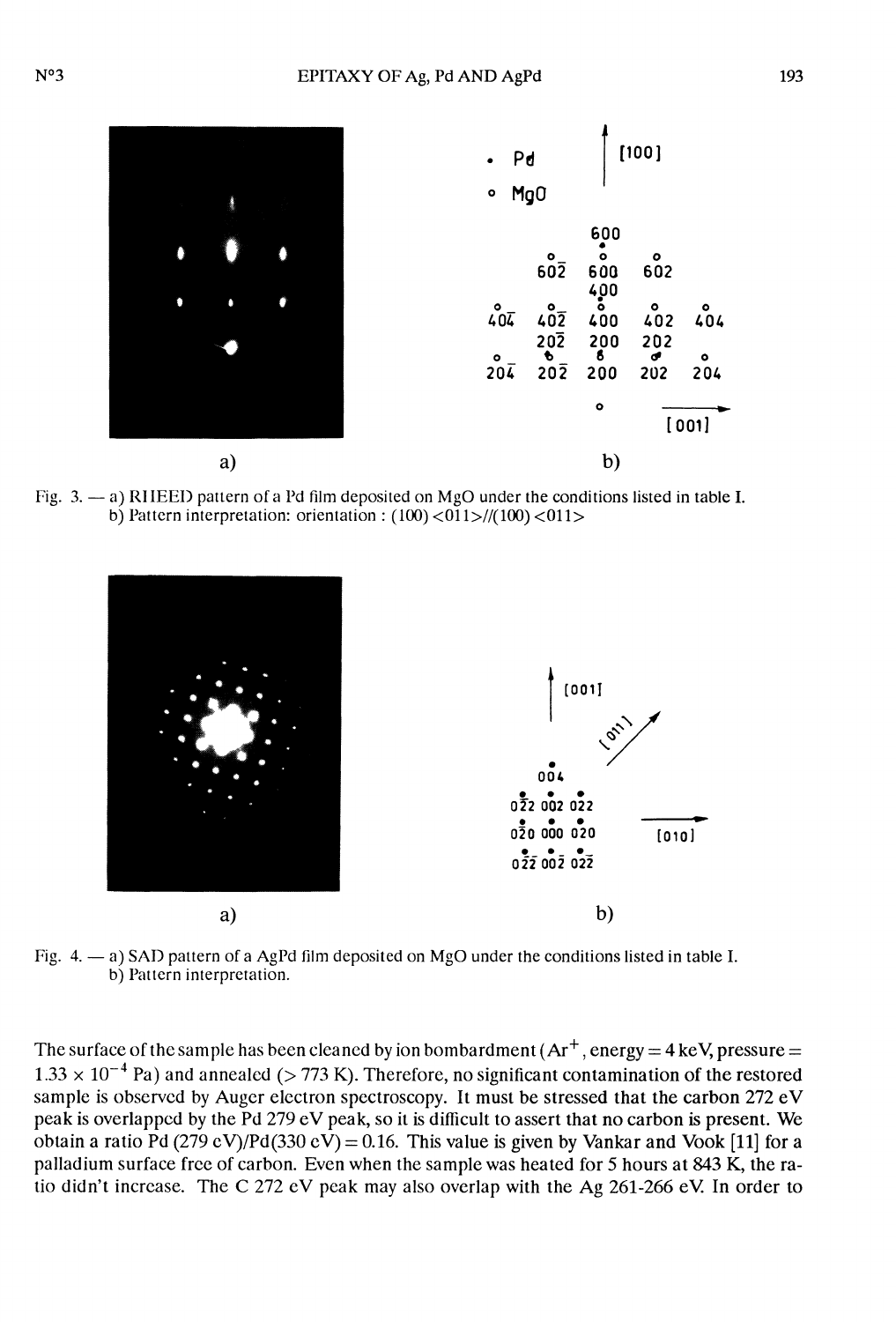Fig. 3. — a) RHEED pattern of a Pd film deposited on MgO under the conditions listed in table I.
b) Pattern interpretation: orientation : (100) <011>//(100) <011>

Fig. 4. — a) SAD pattern of a AgPd film deposited on MgO under the conditions listed in table I.
b) Pattern interpretation.

The surface of the sample has been cleaned by ion bombardment ($Ar^+$, energy = 4 keV, pressure = $1.33 \times 10^{-4}$ Pa) and annealed (> 773 K). Therefore, no significant contamination of the restored sample is observed by Auger electron spectroscopy. It must be stressed that the carbon 272 eV peak is overlapped by the Pd 279 eV peak, so it is difficult to assert that no carbon is present. We obtain a ratio Pd (279 eV)/Pd(330 eV) = 0.16. This value is given by Vankar and Vook [11] for a palladium surface free of carbon. Even when the sample was heated for 5 hours at 843 K, the ratio didn't increase. The C 272 eV peak may also overlap with the Ag 261-266 eV. In order to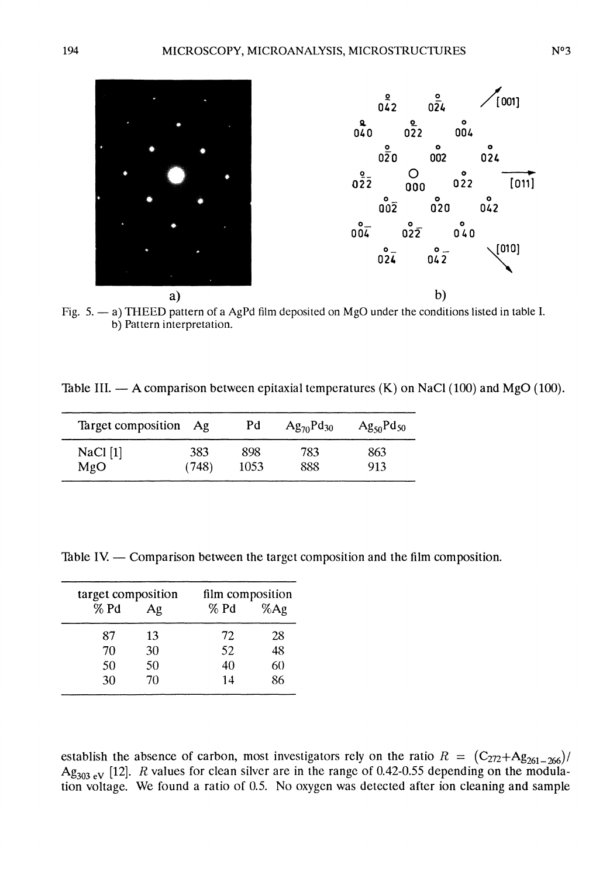Fig. 5. — a) THEED pattern of a AgPd film deposited on MgO under the conditions listed in table I. b) Pattern interpretation.

Table III. — A comparison between epitaxial temperatures (K) on NaCl (100) and MgO (100).

| Target composition | Ag | Pd | $Ag_{70}Pd_{30}$ | $Ag_{50}Pd_{50}$ |
|---|---|---|---|---|
| NaCl [1] | 383 | 898 | 783 | 863 |
| MgO | (748) | 1053 | 888 | 913 |

Table IV. — Comparison between the target composition and the film composition.

| target composition | | film composition | |
|---|---|---|---|
| % Pd | Ag | % Pd | %Ag |
| 87 | 13 | 72 | 28 |
| 70 | 30 | 52 | 48 |
| 50 | 50 | 40 | 60 |
| 30 | 70 | 14 | 86 |

establish the absence of carbon, most investigators rely on the ratio $R = (C_{272}+Ag_{261-266})/Ag_{303\ eV}$ [12]. $R$ values for clean silver are in the range of 0.42-0.55 depending on the modulation voltage. We found a ratio of 0.5. No oxygen was detected after ion cleaning and sample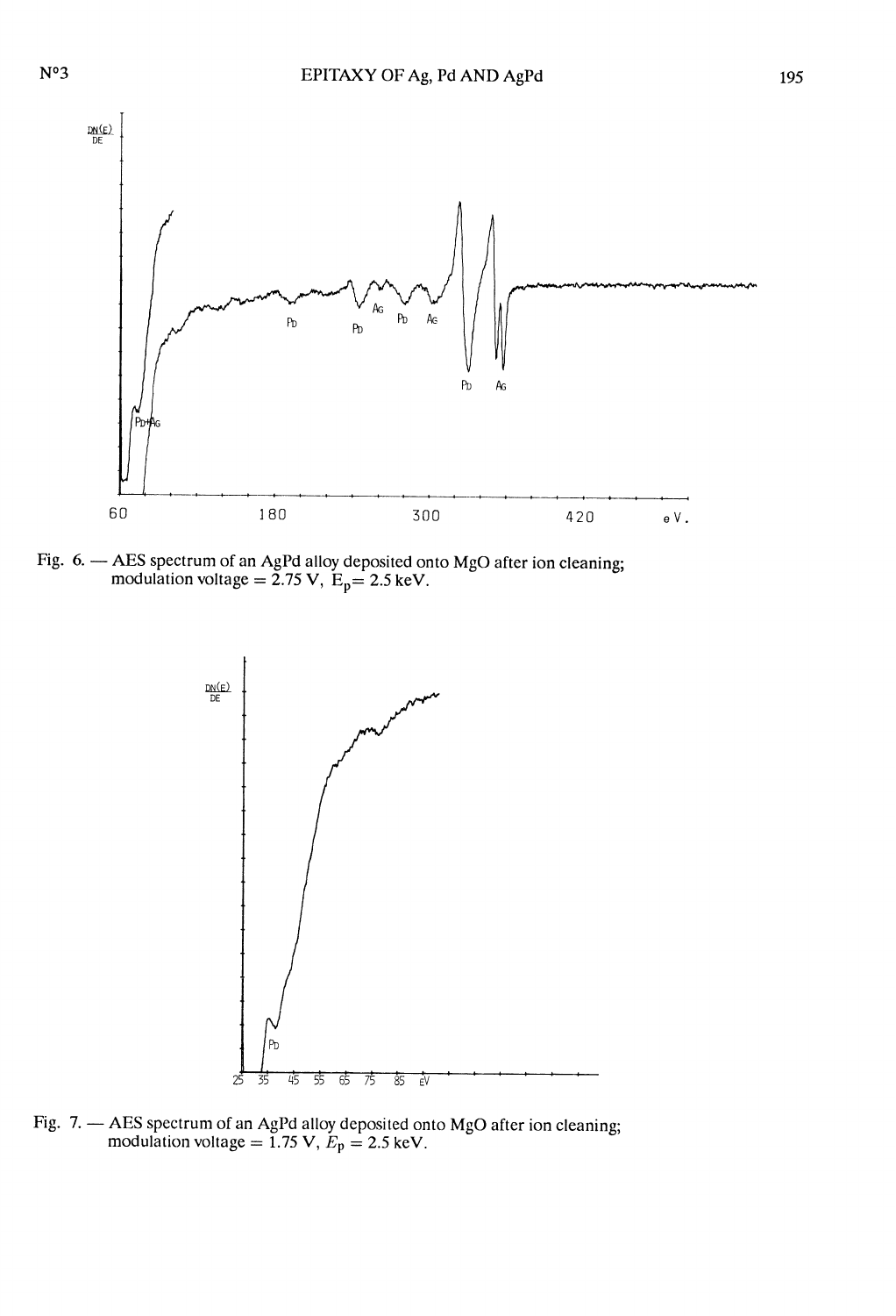Fig. 6. — AES spectrum of an AgPd alloy deposited onto MgO after ion cleaning; modulation voltage = 2.75 V, $E_p = 2.5$ keV.

Fig. 7. — AES spectrum of an AgPd alloy deposited onto MgO after ion cleaning; modulation voltage = 1.75 V, $E_p = 2.5$ keV.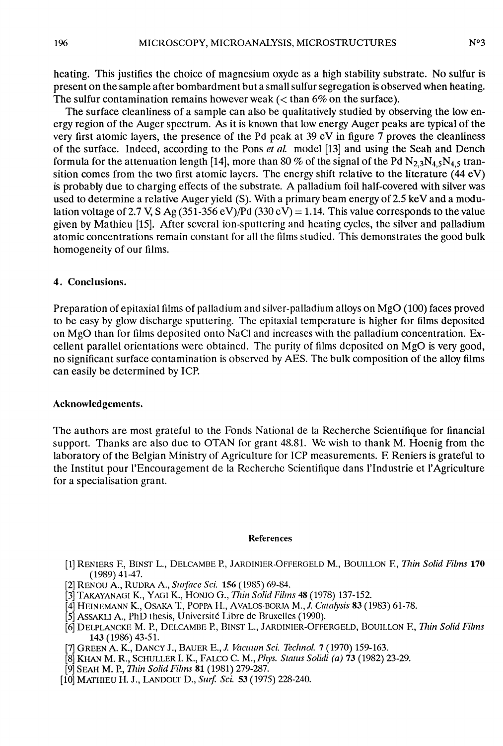heating. This justifies the choice of magnesium oxyde as a high stability substrate. No sulfur is present on the sample after bombardment but a small sulfur segregation is observed when heating. The sulfur contamination remains however weak (< than 6% on the surface).

The surface cleanliness of a sample can also be qualitatively studied by observing the low energy region of the Auger spectrum. As it is known that low energy Auger peaks are typical of the very first atomic layers, the presence of the Pd peak at 39 eV in figure 7 proves the cleanliness of the surface. Indeed, according to the Pons *et al.* model [13] and using the Seah and Dench formula for the attenuation length [14], more than 80 % of the signal of the Pd $N_{2,3}N_{4,5}N_{4,5}$ transition comes from the two first atomic layers. The energy shift relative to the literature (44 eV) is probably due to charging effects of the substrate. A palladium foil half-covered with silver was used to determine a relative Auger yield (S). With a primary beam energy of 2.5 keV and a modulation voltage of 2.7 V, S Ag (351-356 eV)/Pd (330 eV) = 1.14. This value corresponds to the value given by Mathieu [15]. After several ion-sputtering and heating cycles, the silver and palladium atomic concentrations remain constant for all the films studied. This demonstrates the good bulk homogeneity of our films.

## 4. Conclusions.

Preparation of epitaxial films of palladium and silver-palladium alloys on MgO (100) faces proved to be easy by glow discharge sputtering. The epitaxial temperature is higher for films deposited on MgO than for films deposited onto NaCl and increases with the palladium concentration. Excellent parallel orientations were obtained. The purity of films deposited on MgO is very good, no significant surface contamination is observed by AES. The bulk composition of the alloy films can easily be determined by ICP.

## Acknowledgements.

The authors are most grateful to the Fonds National de la Recherche Scientifique for financial support. Thanks are also due to OTAN for grant 48.81. We wish to thank M. Hoenig from the laboratory of the Belgian Ministry of Agriculture for ICP measurements. F. Reniers is grateful to the Institut pour l'Encouragement de la Recherche Scientifique dans l'Industrie et l'Agriculture for a specialisation grant.

## References

[1] RENIERS F., BINST L., DELCAMBE P., JARDINIER-OFFERGELD M., BOUILLON F., *Thin Solid Films* **170** (1989) 41-47.

[2] RENOU A., RUDRA A., *Surface Sci.* **156** (1985) 69-84.

[3] TAKAYANAGI K., YAGI K., HONJO G., *Thin Solid Films* **48** (1978) 137-152.

[4] HEINEMANN K., OSAKA T., POPPA H., AVALOS-BORJA M., *J. Catalysis* **83** (1983) 61-78.

[5] ASSAKLI A., PhD thesis, Université Libre de Bruxelles (1990).

[6] DELPLANCKE M. P., DELCAMBE P., BINST L., JARDINIER-OFFERGELD, BOUILLON F., *Thin Solid Films* **143** (1986) 43-51.

[7] GREEN A. K., DANCY J., BAUER E., *J. Vacuum Sci. Technol.* **7** (1970) 159-163.

[8] KHAN M. R., SCHULLER I. K., FALCO C. M., *Phys. Status Solidi (a)* **73** (1982) 23-29.

[9] SEAH M. P., *Thin Solid Films* **81** (1981) 279-287.

[10] MATHIEU H. J., LANDOLT D., *Surf. Sci.* **53** (1975) 228-240.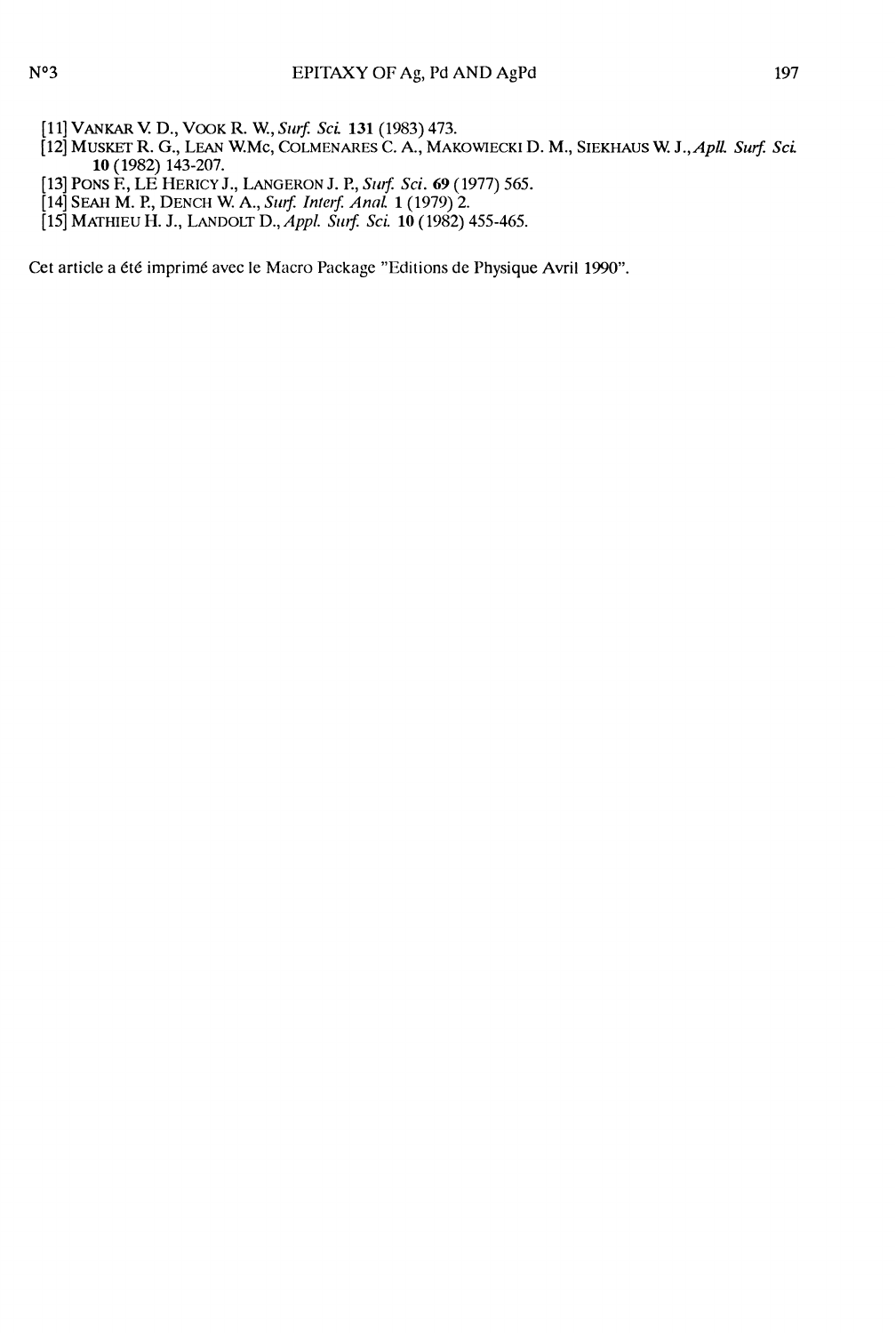[11] VANKAR V. D., VOOK R. W., *Surf. Sci.* **131** (1983) 473.

[12] MUSKET R. G., LEAN W.Mc, COLMENARES C. A., MAKOWIECKI D. M., SIEKHAUS W. J., *Apll. Surf. Sci.* **10** (1982) 143-207.

[13] PONS F., LE HERICY J., LANGERON J. P., *Surf. Sci.* **69** (1977) 565.

[14] SEAH M. P., DENCH W. A., *Surf. Interf. Anal.* **1** (1979) 2.

[15] MATHIEU H. J., LANDOLT D., *Appl. Surf. Sci.* **10** (1982) 455-465.

Cet article a été imprimé avec le Macro Package "Editions de Physique Avril 1990".